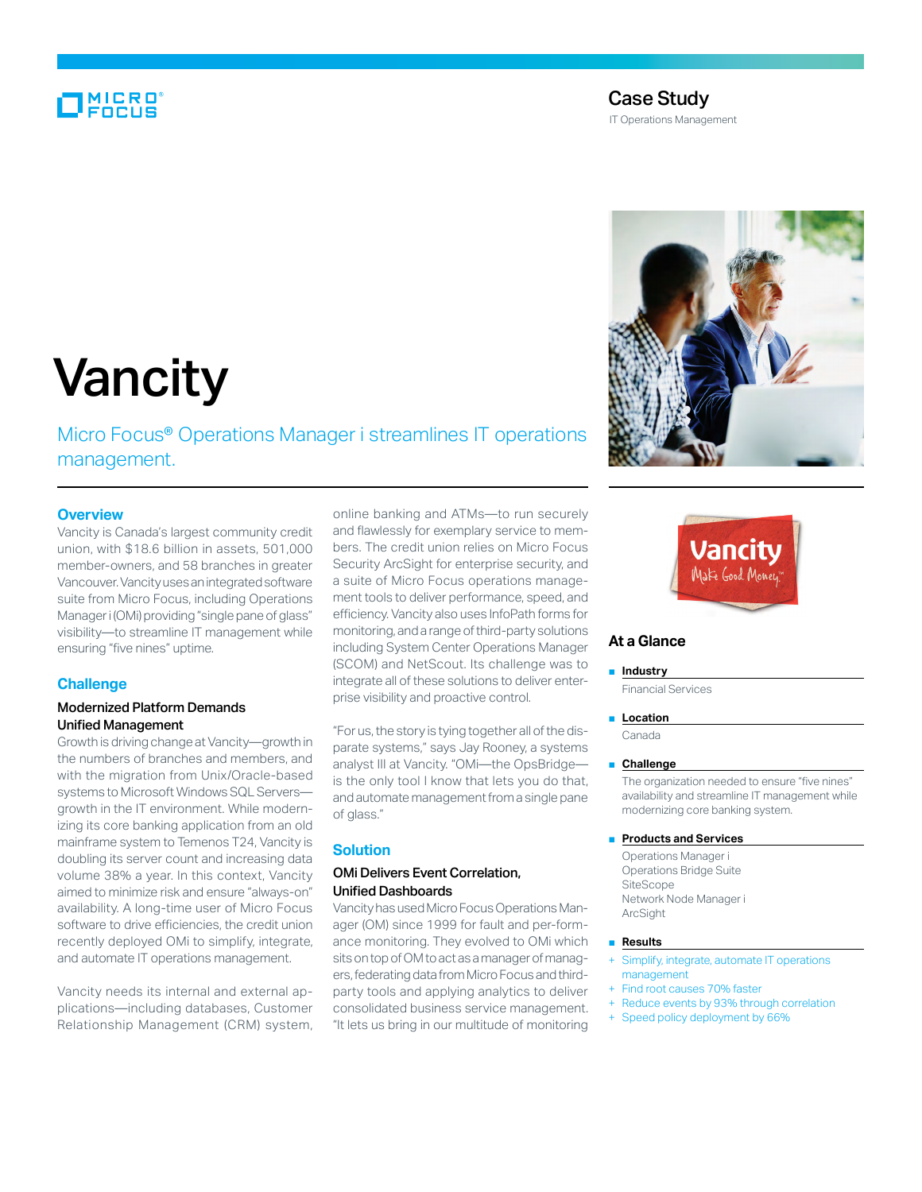Case Study

IT Operations Management

# Vancity

Micro Focus® Operations Manager i streamlines IT operations management.

## Overview

Vancity is Canada's largest community credit union, with $18.6 billion in assets, 501,000 member-owners, and 58 branches in greater Vancouver. Vancity uses an integrated software suite from Micro Focus, including Operations Manager i (OMi) providing "single pane of glass" visibility—to streamline IT management while ensuring "five nines" uptime.

## Challenge

### Modernized Platform Demands Unified Management

Growth is driving change at Vancity—growth in the numbers of branches and members, and with the migration from Unix/Oracle-based systems to Microsoft Windows SQL Servers—growth in the IT environment. While modernizing its core banking application from an old mainframe system to Temenos T24, Vancity is doubling its server count and increasing data volume 38% a year. In this context, Vancity aimed to minimize risk and ensure "always-on" availability. A long-time user of Micro Focus software to drive efficiencies, the credit union recently deployed OMi to simplify, integrate, and automate IT operations management.

Vancity needs its internal and external applications—including databases, Customer Relationship Management (CRM) system, online banking and ATMs—to run securely and flawlessly for exemplary service to members. The credit union relies on Micro Focus Security ArcSight for enterprise security, and a suite of Micro Focus operations management tools to deliver performance, speed, and efficiency. Vancity also uses InfoPath forms for monitoring, and a range of third-party solutions including System Center Operations Manager (SCOM) and NetScout. Its challenge was to integrate all of these solutions to deliver enterprise visibility and proactive control.

"For us, the story is tying together all of the disparate systems," says Jay Rooney, a systems analyst III at Vancity. "OMi—the OpsBridge—is the only tool I know that lets you do that, and automate management from a single pane of glass."

## Solution

### OMi Delivers Event Correlation, Unified Dashboards

Vancity has used Micro Focus Operations Manager (OM) since 1999 for fault and performance monitoring. They evolved to OMi which sits on top of OM to act as a manager of managers, federating data from Micro Focus and third-party tools and applying analytics to deliver consolidated business service management. "It lets us bring in our multitude of monitoring

## At a Glance

- **Industry**

  Financial Services

- **Location**

  Canada

- **Challenge**

  The organization needed to ensure "five nines" availability and streamline IT management while modernizing core banking system.

- **Products and Services**

  Operations Manager i
  Operations Bridge Suite
  SiteScope
  Network Node Manager i
  ArcSight

- **Results**

  + Simplify, integrate, automate IT operations management
  + Find root causes 70% faster
  + Reduce events by 93% through correlation
  + Speed policy deployment by 66%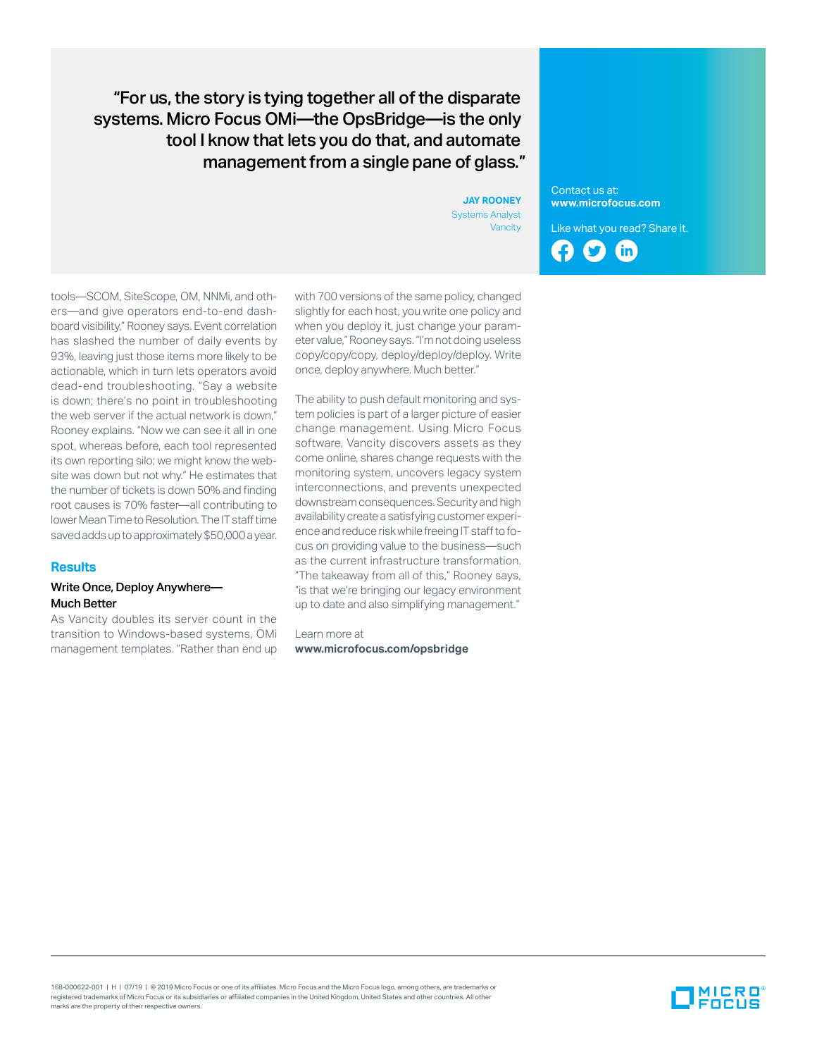> "For us, the story is tying together all of the disparate systems. Micro Focus OMi—the OpsBridge—is the only tool I know that lets you do that, and automate management from a single pane of glass."
>
> **JAY ROONEY**
> Systems Analyst
> Vancity

Contact us at:
**www.microfocus.com**

Like what you read? Share it.

tools—SCOM, SiteScope, OM, NNMi, and others—and give operators end-to-end dashboard visibility," Rooney says. Event correlation has slashed the number of daily events by 93%, leaving just those items more likely to be actionable, which in turn lets operators avoid dead-end troubleshooting. "Say a website is down; there's no point in troubleshooting the web server if the actual network is down," Rooney explains. "Now we can see it all in one spot, whereas before, each tool represented its own reporting silo; we might know the website was down but not why." He estimates that the number of tickets is down 50% and finding root causes is 70% faster—all contributing to lower Mean Time to Resolution. The IT staff time saved adds up to approximately $50,000 a year.

## Results

### Write Once, Deploy Anywhere—Much Better

As Vancity doubles its server count in the transition to Windows-based systems, OMi management templates. "Rather than end up with 700 versions of the same policy, changed slightly for each host, you write one policy and when you deploy it, just change your parameter value," Rooney says. "I'm not doing useless copy/copy/copy, deploy/deploy/deploy. Write once, deploy anywhere. Much better."

The ability to push default monitoring and system policies is part of a larger picture of easier change management. Using Micro Focus software, Vancity discovers assets as they come online, shares change requests with the monitoring system, uncovers legacy system interconnections, and prevents unexpected downstream consequences. Security and high availability create a satisfying customer experience and reduce risk while freeing IT staff to focus on providing value to the business—such as the current infrastructure transformation. "The takeaway from all of this," Rooney says, "is that we're bringing our legacy environment up to date and also simplifying management."

Learn more at
**www.microfocus.com/opsbridge**

168-000622-001 | H | 07/19 | © 2019 Micro Focus or one of its affiliates. Micro Focus and the Micro Focus logo, among others, are trademarks or registered trademarks of Micro Focus or its subsidiaries or affiliated companies in the United Kingdom, United States and other countries. All other marks are the property of their respective owners.